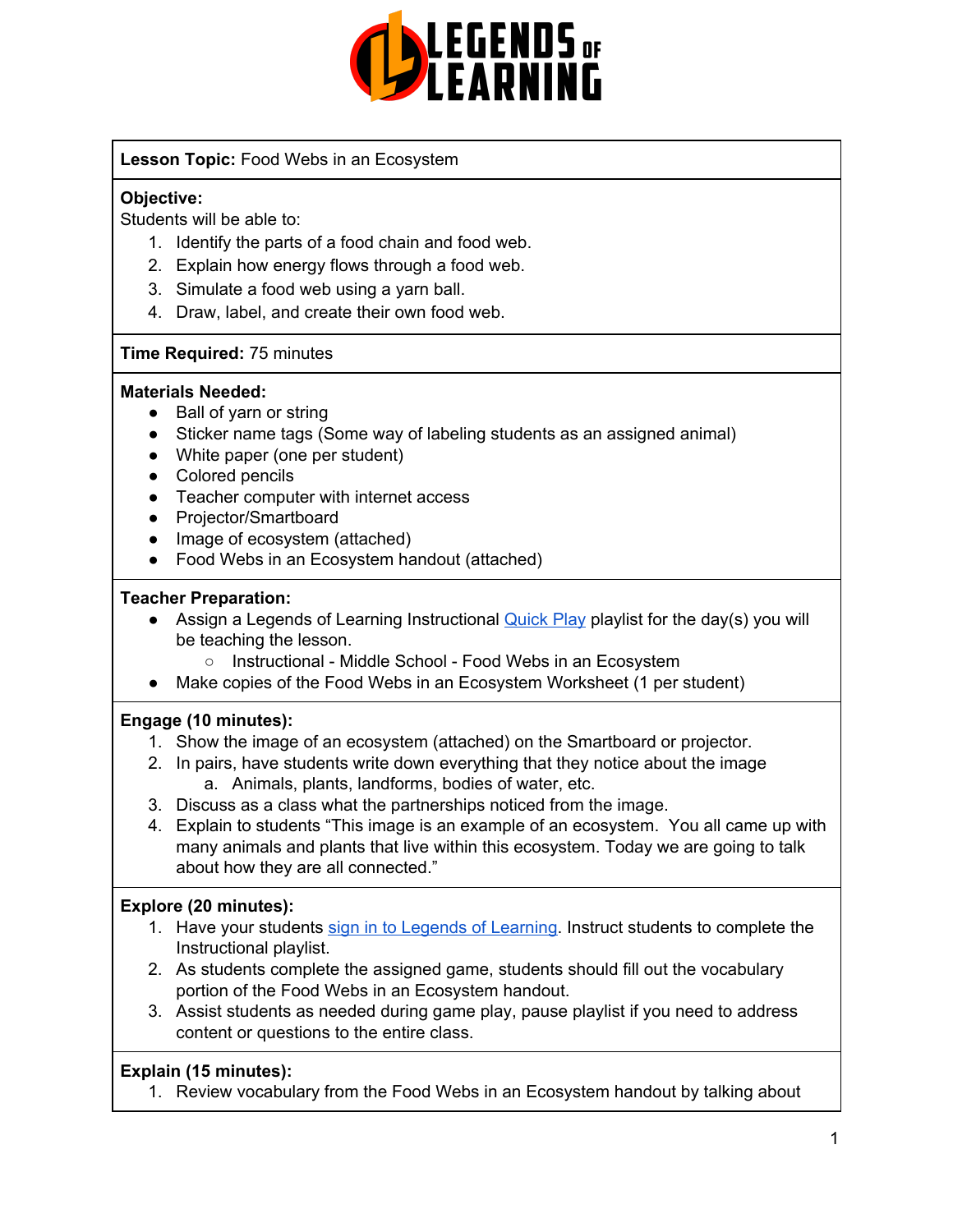**Lesson Topic:** Food Webs in an Ecosystem

**Objective:**
Students will be able to:

1. Identify the parts of a food chain and food web.
2. Explain how energy flows through a food web.
3. Simulate a food web using a yarn ball.
4. Draw, label, and create their own food web.

**Time Required:** 75 minutes

**Materials Needed:**

- Ball of yarn or string
- Sticker name tags (Some way of labeling students as an assigned animal)
- White paper (one per student)
- Colored pencils
- Teacher computer with internet access
- Projector/Smartboard
- Image of ecosystem (attached)
- Food Webs in an Ecosystem handout (attached)

**Teacher Preparation:**

- Assign a Legends of Learning Instructional [Quick Play]() playlist for the day(s) you will be teaching the lesson.
  - Instructional - Middle School - Food Webs in an Ecosystem
- Make copies of the Food Webs in an Ecosystem Worksheet (1 per student)

**Engage (10 minutes):**

1. Show the image of an ecosystem (attached) on the Smartboard or projector.
2. In pairs, have students write down everything that they notice about the image
   a. Animals, plants, landforms, bodies of water, etc.
3. Discuss as a class what the partnerships noticed from the image.
4. Explain to students "This image is an example of an ecosystem. You all came up with many animals and plants that live within this ecosystem. Today we are going to talk about how they are all connected."

**Explore (20 minutes):**

1. Have your students [sign in to Legends of Learning](). Instruct students to complete the Instructional playlist.
2. As students complete the assigned game, students should fill out the vocabulary portion of the Food Webs in an Ecosystem handout.
3. Assist students as needed during game play, pause playlist if you need to address content or questions to the entire class.

**Explain (15 minutes):**

1. Review vocabulary from the Food Webs in an Ecosystem handout by talking about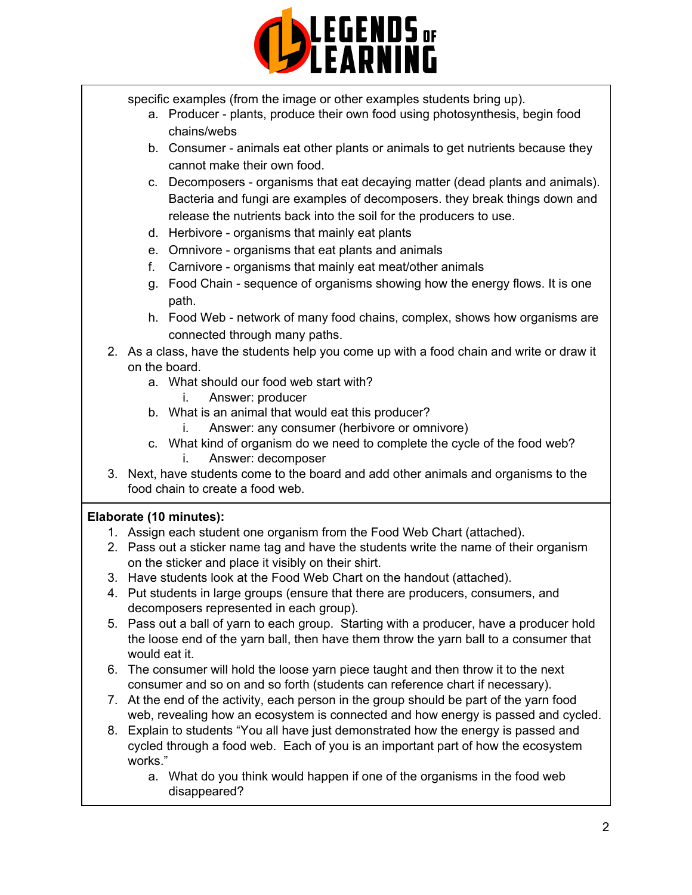specific examples (from the image or other examples students bring up).

   a. Producer - plants, produce their own food using photosynthesis, begin food chains/webs
   b. Consumer - animals eat other plants or animals to get nutrients because they cannot make their own food.
   c. Decomposers - organisms that eat decaying matter (dead plants and animals). Bacteria and fungi are examples of decomposers. they break things down and release the nutrients back into the soil for the producers to use.
   d. Herbivore - organisms that mainly eat plants
   e. Omnivore - organisms that eat plants and animals
   f. Carnivore - organisms that mainly eat meat/other animals
   g. Food Chain - sequence of organisms showing how the energy flows. It is one path.
   h. Food Web - network of many food chains, complex, shows how organisms are connected through many paths.

2. As a class, have the students help you come up with a food chain and write or draw it on the board.
   a. What should our food web start with?
      i. Answer: producer
   b. What is an animal that would eat this producer?
      i. Answer: any consumer (herbivore or omnivore)
   c. What kind of organism do we need to complete the cycle of the food web?
      i. Answer: decomposer
3. Next, have students come to the board and add other animals and organisms to the food chain to create a food web.

**Elaborate (10 minutes):**

1. Assign each student one organism from the Food Web Chart (attached).
2. Pass out a sticker name tag and have the students write the name of their organism on the sticker and place it visibly on their shirt.
3. Have students look at the Food Web Chart on the handout (attached).
4. Put students in large groups (ensure that there are producers, consumers, and decomposers represented in each group).
5. Pass out a ball of yarn to each group. Starting with a producer, have a producer hold the loose end of the yarn ball, then have them throw the yarn ball to a consumer that would eat it.
6. The consumer will hold the loose yarn piece taught and then throw it to the next consumer and so on and so forth (students can reference chart if necessary).
7. At the end of the activity, each person in the group should be part of the yarn food web, revealing how an ecosystem is connected and how energy is passed and cycled.
8. Explain to students "You all have just demonstrated how the energy is passed and cycled through a food web. Each of you is an important part of how the ecosystem works."
   a. What do you think would happen if one of the organisms in the food web disappeared?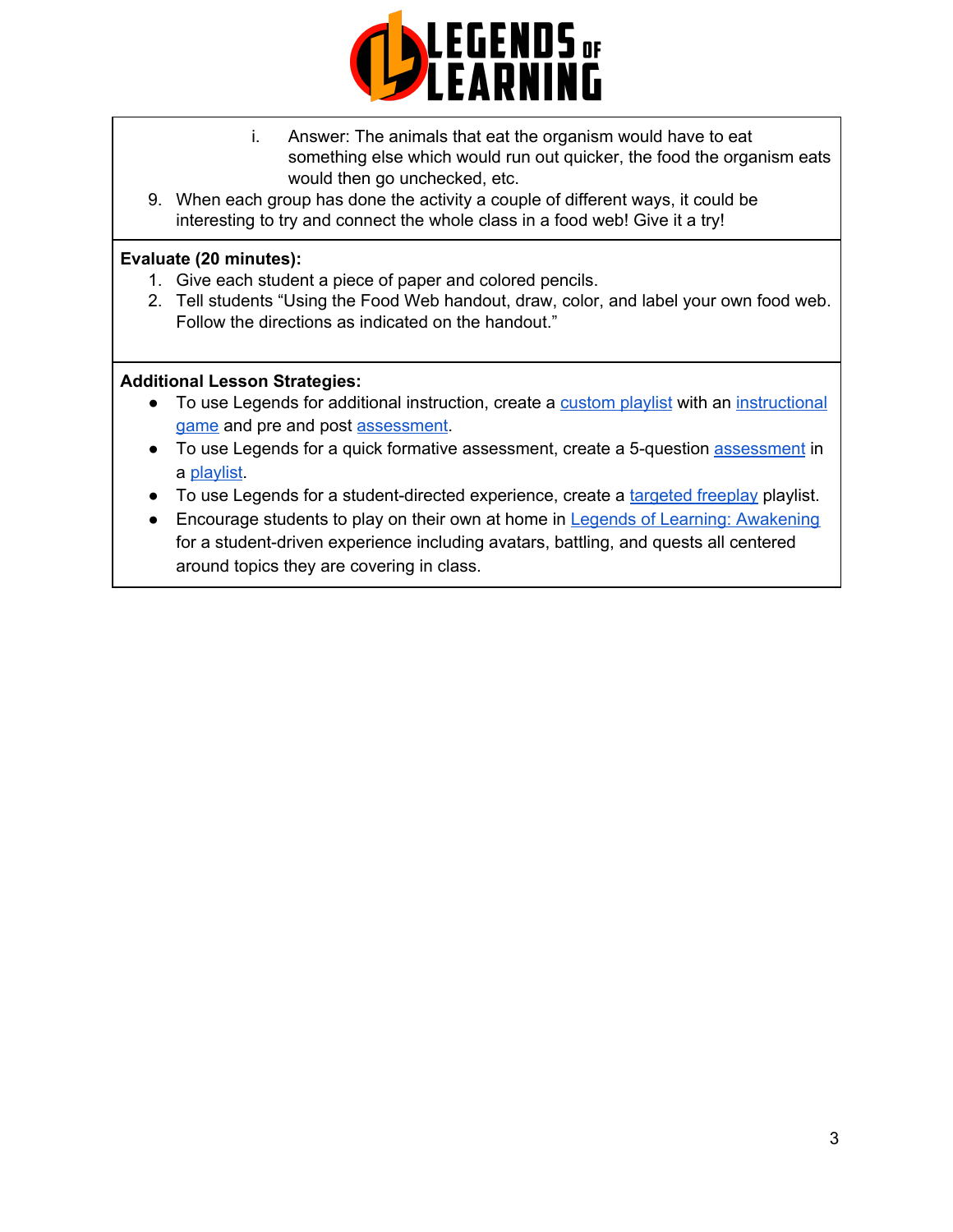i. Answer: The animals that eat the organism would have to eat something else which would run out quicker, the food the organism eats would then go unchecked, etc.

9. When each group has done the activity a couple of different ways, it could be interesting to try and connect the whole class in a food web! Give it a try!

**Evaluate (20 minutes):**

1. Give each student a piece of paper and colored pencils.
2. Tell students "Using the Food Web handout, draw, color, and label your own food web. Follow the directions as indicated on the handout."

**Additional Lesson Strategies:**

- To use Legends for additional instruction, create a custom playlist with an instructional game and pre and post assessment.
- To use Legends for a quick formative assessment, create a 5-question assessment in a playlist.
- To use Legends for a student-directed experience, create a targeted freeplay playlist.
- Encourage students to play on their own at home in Legends of Learning: Awakening for a student-driven experience including avatars, battling, and quests all centered around topics they are covering in class.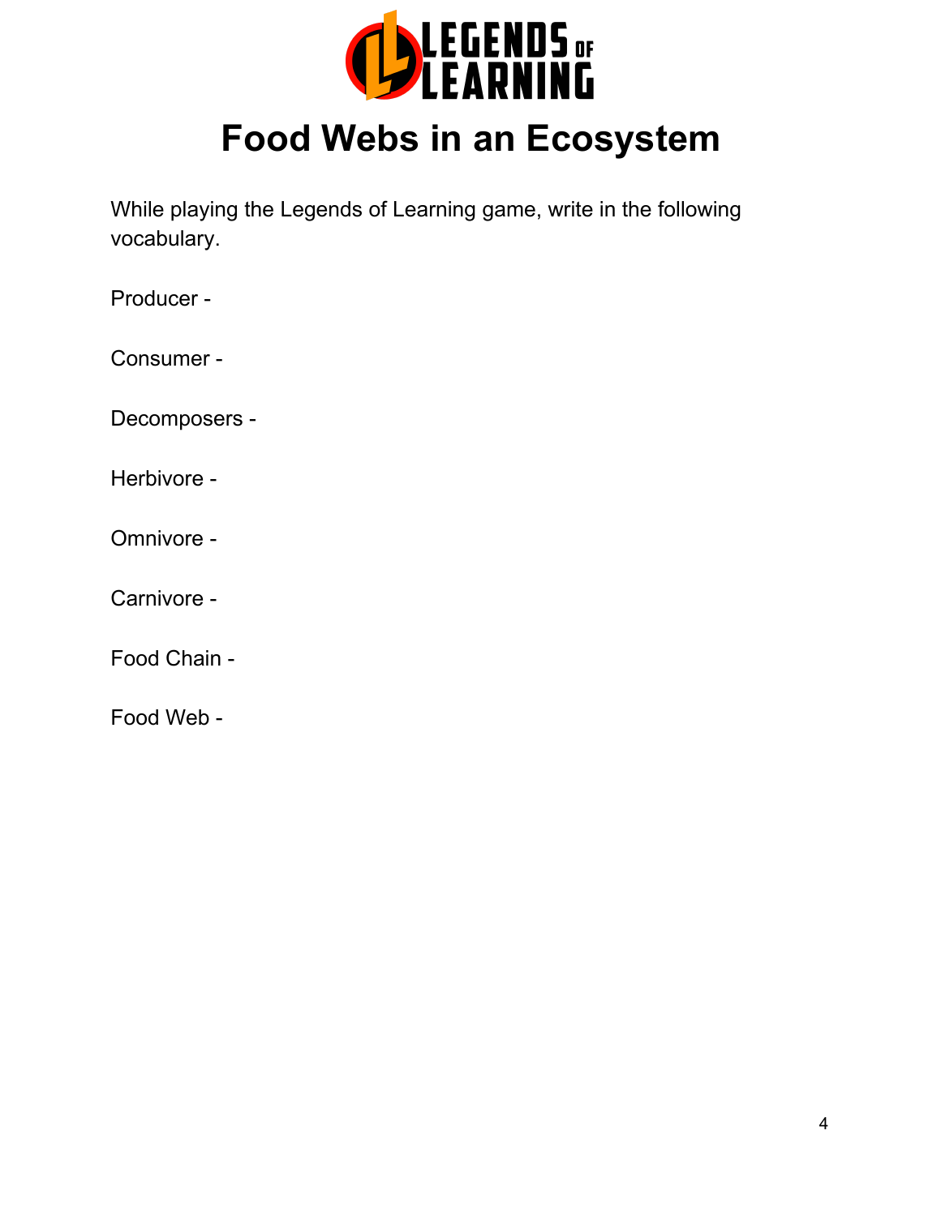LEGENDS OF LEARNING

# Food Webs in an Ecosystem

While playing the Legends of Learning game, write in the following vocabulary.

Producer -

Consumer -

Decomposers -

Herbivore -

Omnivore -

Carnivore -

Food Chain -

Food Web -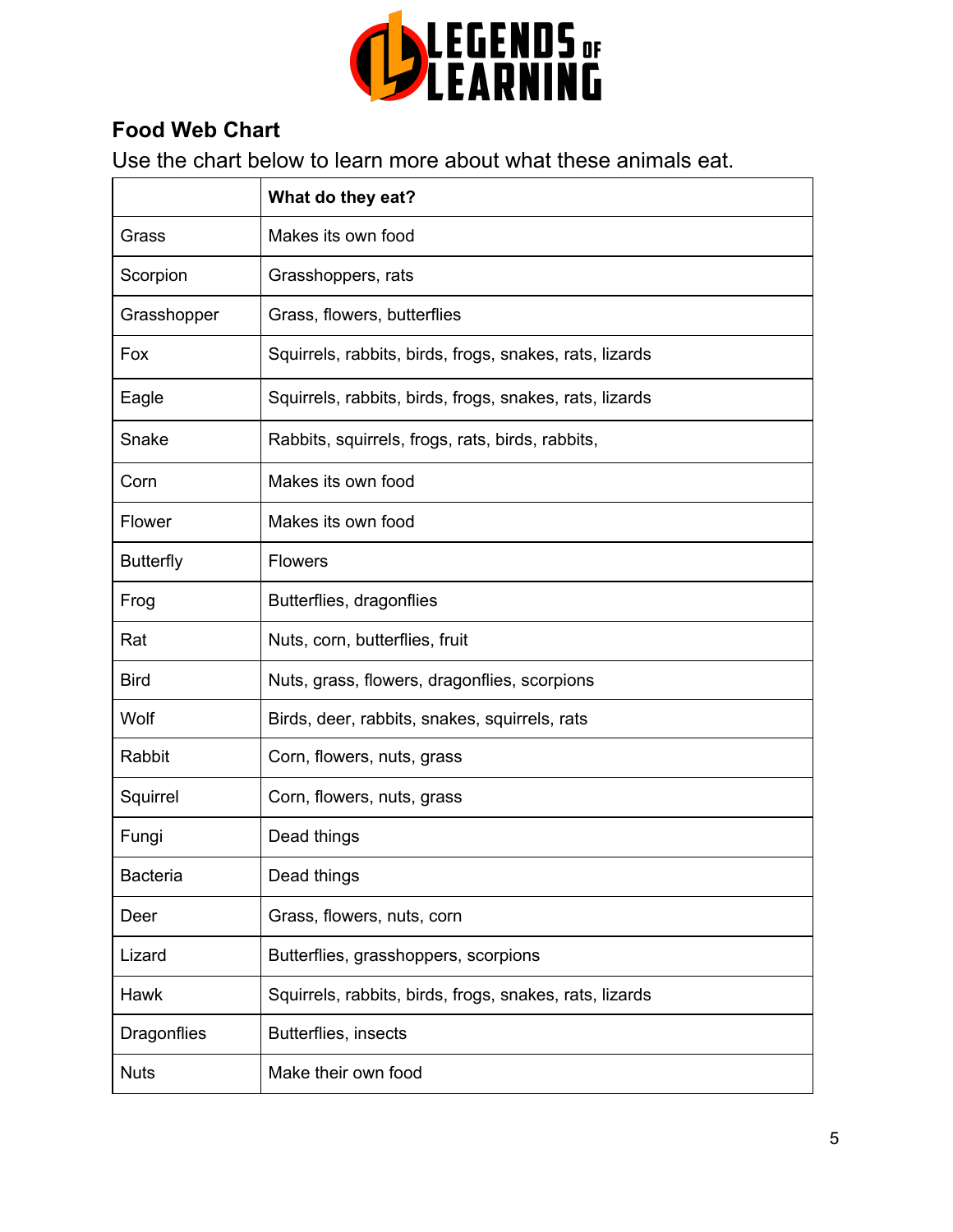## Food Web Chart

Use the chart below to learn more about what these animals eat.

| | **What do they eat?** |
|---|---|
| Grass | Makes its own food |
| Scorpion | Grasshoppers, rats |
| Grasshopper | Grass, flowers, butterflies |
| Fox | Squirrels, rabbits, birds, frogs, snakes, rats, lizards |
| Eagle | Squirrels, rabbits, birds, frogs, snakes, rats, lizards |
| Snake | Rabbits, squirrels, frogs, rats, birds, rabbits, |
| Corn | Makes its own food |
| Flower | Makes its own food |
| Butterfly | Flowers |
| Frog | Butterflies, dragonflies |
| Rat | Nuts, corn, butterflies, fruit |
| Bird | Nuts, grass, flowers, dragonflies, scorpions |
| Wolf | Birds, deer, rabbits, snakes, squirrels, rats |
| Rabbit | Corn, flowers, nuts, grass |
| Squirrel | Corn, flowers, nuts, grass |
| Fungi | Dead things |
| Bacteria | Dead things |
| Deer | Grass, flowers, nuts, corn |
| Lizard | Butterflies, grasshoppers, scorpions |
| Hawk | Squirrels, rabbits, birds, frogs, snakes, rats, lizards |
| Dragonflies | Butterflies, insects |
| Nuts | Make their own food |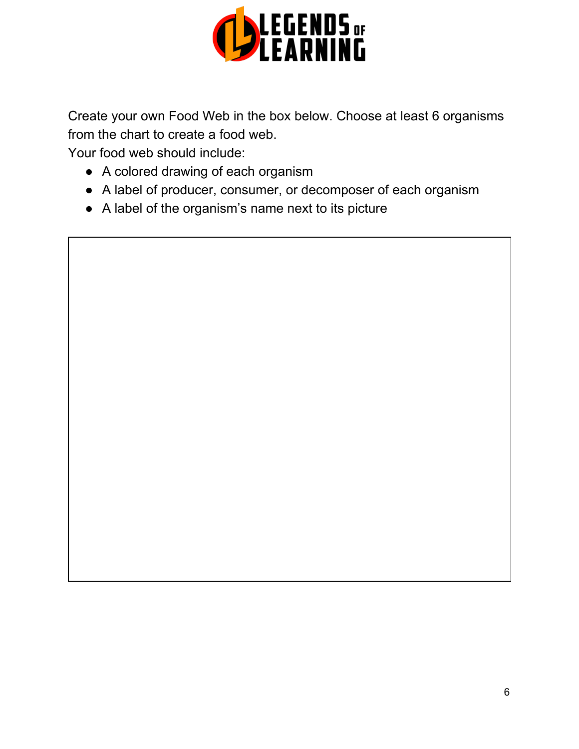Create your own Food Web in the box below. Choose at least 6 organisms from the chart to create a food web.

Your food web should include:

- A colored drawing of each organism
- A label of producer, consumer, or decomposer of each organism
- A label of the organism's name next to its picture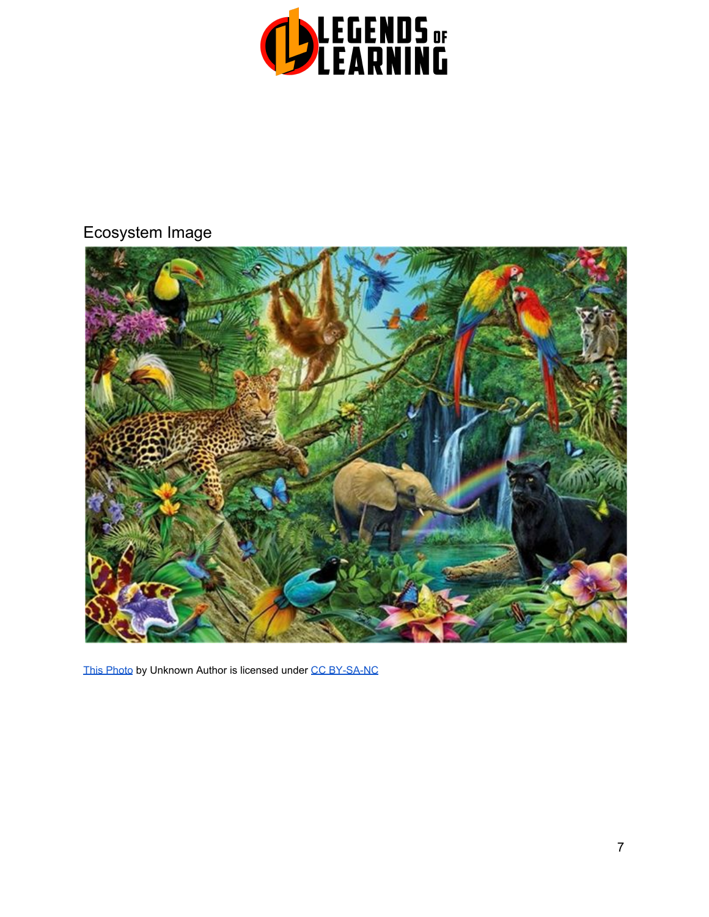Ecosystem Image

[This Photo](#) by Unknown Author is licensed under [CC BY-SA-NC](#)